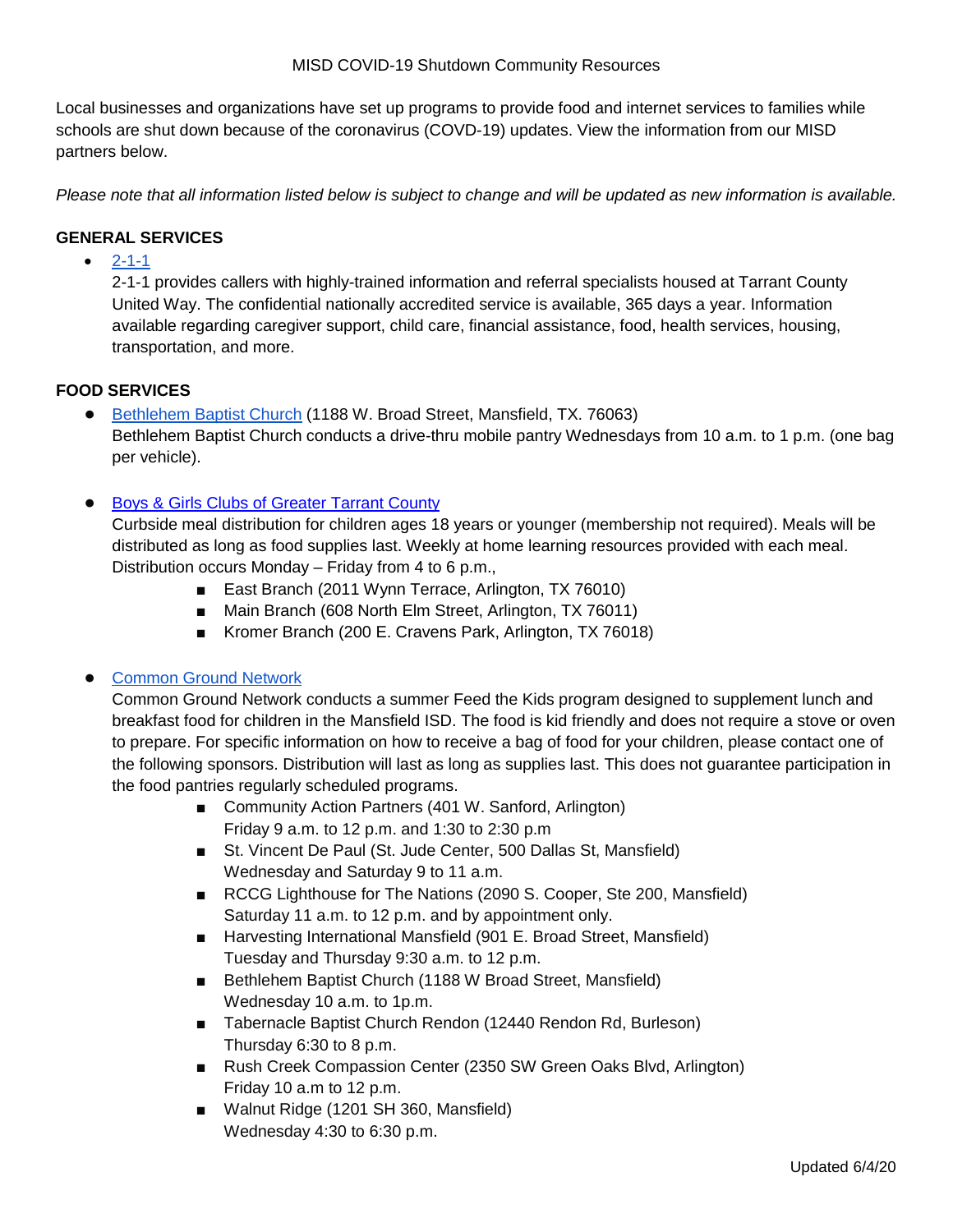MISD COVID-19 Shutdown Community Resources

Local businesses and organizations have set up programs to provide food and internet services to families while schools are shut down because of the coronavirus (COVD-19) updates. View the information from our MISD partners below.

*Please note that all information listed below is subject to change and will be updated as new information is available.*

**GENERAL SERVICES**

- 2-1-1
  2-1-1 provides callers with highly-trained information and referral specialists housed at Tarrant County United Way. The confidential nationally accredited service is available, 365 days a year. Information available regarding caregiver support, child care, financial assistance, food, health services, housing, transportation, and more.

**FOOD SERVICES**

- Bethlehem Baptist Church (1188 W. Broad Street, Mansfield, TX. 76063)
  Bethlehem Baptist Church conducts a drive-thru mobile pantry Wednesdays from 10 a.m. to 1 p.m. (one bag per vehicle).

- Boys & Girls Clubs of Greater Tarrant County
  Curbside meal distribution for children ages 18 years or younger (membership not required). Meals will be distributed as long as food supplies last. Weekly at home learning resources provided with each meal. Distribution occurs Monday – Friday from 4 to 6 p.m.,
    - East Branch (2011 Wynn Terrace, Arlington, TX 76010)
    - Main Branch (608 North Elm Street, Arlington, TX 76011)
    - Kromer Branch (200 E. Cravens Park, Arlington, TX 76018)

- Common Ground Network
  Common Ground Network conducts a summer Feed the Kids program designed to supplement lunch and breakfast food for children in the Mansfield ISD. The food is kid friendly and does not require a stove or oven to prepare. For specific information on how to receive a bag of food for your children, please contact one of the following sponsors. Distribution will last as long as supplies last. This does not guarantee participation in the food pantries regularly scheduled programs.
    - Community Action Partners (401 W. Sanford, Arlington)
      Friday 9 a.m. to 12 p.m. and 1:30 to 2:30 p.m
    - St. Vincent De Paul (St. Jude Center, 500 Dallas St, Mansfield)
      Wednesday and Saturday 9 to 11 a.m.
    - RCCG Lighthouse for The Nations (2090 S. Cooper, Ste 200, Mansfield)
      Saturday 11 a.m. to 12 p.m. and by appointment only.
    - Harvesting International Mansfield (901 E. Broad Street, Mansfield)
      Tuesday and Thursday 9:30 a.m. to 12 p.m.
    - Bethlehem Baptist Church (1188 W Broad Street, Mansfield)
      Wednesday 10 a.m. to 1p.m.
    - Tabernacle Baptist Church Rendon (12440 Rendon Rd, Burleson)
      Thursday 6:30 to 8 p.m.
    - Rush Creek Compassion Center (2350 SW Green Oaks Blvd, Arlington)
      Friday 10 a.m to 12 p.m.
    - Walnut Ridge (1201 SH 360, Mansfield)
      Wednesday 4:30 to 6:30 p.m.

Updated 6/4/20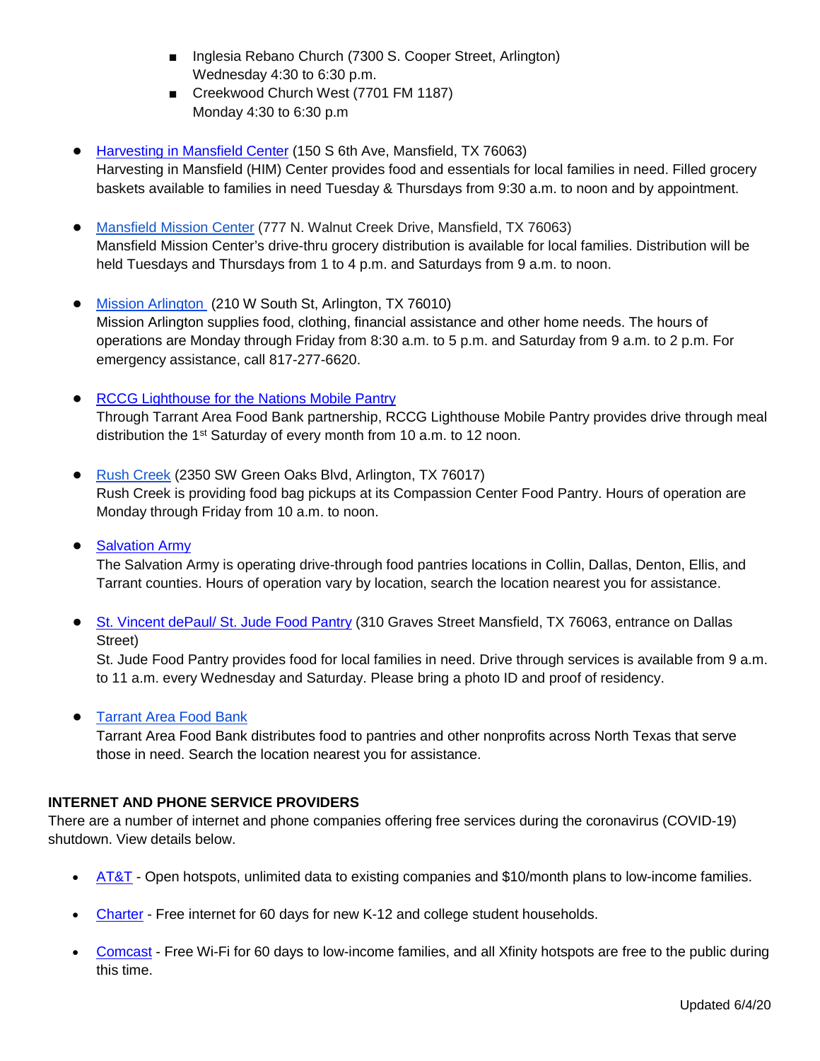- Inglesia Rebano Church (7300 S. Cooper Street, Arlington)
    Wednesday 4:30 to 6:30 p.m.
  - Creekwood Church West (7701 FM 1187)
    Monday 4:30 to 6:30 p.m

- Harvesting in Mansfield Center (150 S 6th Ave, Mansfield, TX 76063)
  Harvesting in Mansfield (HIM) Center provides food and essentials for local families in need. Filled grocery baskets available to families in need Tuesday & Thursdays from 9:30 a.m. to noon and by appointment.

- Mansfield Mission Center (777 N. Walnut Creek Drive, Mansfield, TX 76063)
  Mansfield Mission Center's drive-thru grocery distribution is available for local families. Distribution will be held Tuesdays and Thursdays from 1 to 4 p.m. and Saturdays from 9 a.m. to noon.

- Mission Arlington (210 W South St, Arlington, TX 76010)
  Mission Arlington supplies food, clothing, financial assistance and other home needs. The hours of operations are Monday through Friday from 8:30 a.m. to 5 p.m. and Saturday from 9 a.m. to 2 p.m. For emergency assistance, call 817-277-6620.

- RCCG Lighthouse for the Nations Mobile Pantry
  Through Tarrant Area Food Bank partnership, RCCG Lighthouse Mobile Pantry provides drive through meal distribution the 1st Saturday of every month from 10 a.m. to 12 noon.

- Rush Creek (2350 SW Green Oaks Blvd, Arlington, TX 76017)
  Rush Creek is providing food bag pickups at its Compassion Center Food Pantry. Hours of operation are Monday through Friday from 10 a.m. to noon.

- Salvation Army
  The Salvation Army is operating drive-through food pantries locations in Collin, Dallas, Denton, Ellis, and Tarrant counties. Hours of operation vary by location, search the location nearest you for assistance.

- St. Vincent dePaul/ St. Jude Food Pantry (310 Graves Street Mansfield, TX 76063, entrance on Dallas Street)
  St. Jude Food Pantry provides food for local families in need. Drive through services is available from 9 a.m. to 11 a.m. every Wednesday and Saturday. Please bring a photo ID and proof of residency.

- Tarrant Area Food Bank
  Tarrant Area Food Bank distributes food to pantries and other nonprofits across North Texas that serve those in need. Search the location nearest you for assistance.

**INTERNET AND PHONE SERVICE PROVIDERS**

There are a number of internet and phone companies offering free services during the coronavirus (COVID-19) shutdown. View details below.

- AT&T - Open hotspots, unlimited data to existing companies and $10/month plans to low-income families.
- Charter - Free internet for 60 days for new K-12 and college student households.
- Comcast - Free Wi-Fi for 60 days to low-income families, and all Xfinity hotspots are free to the public during this time.

Updated 6/4/20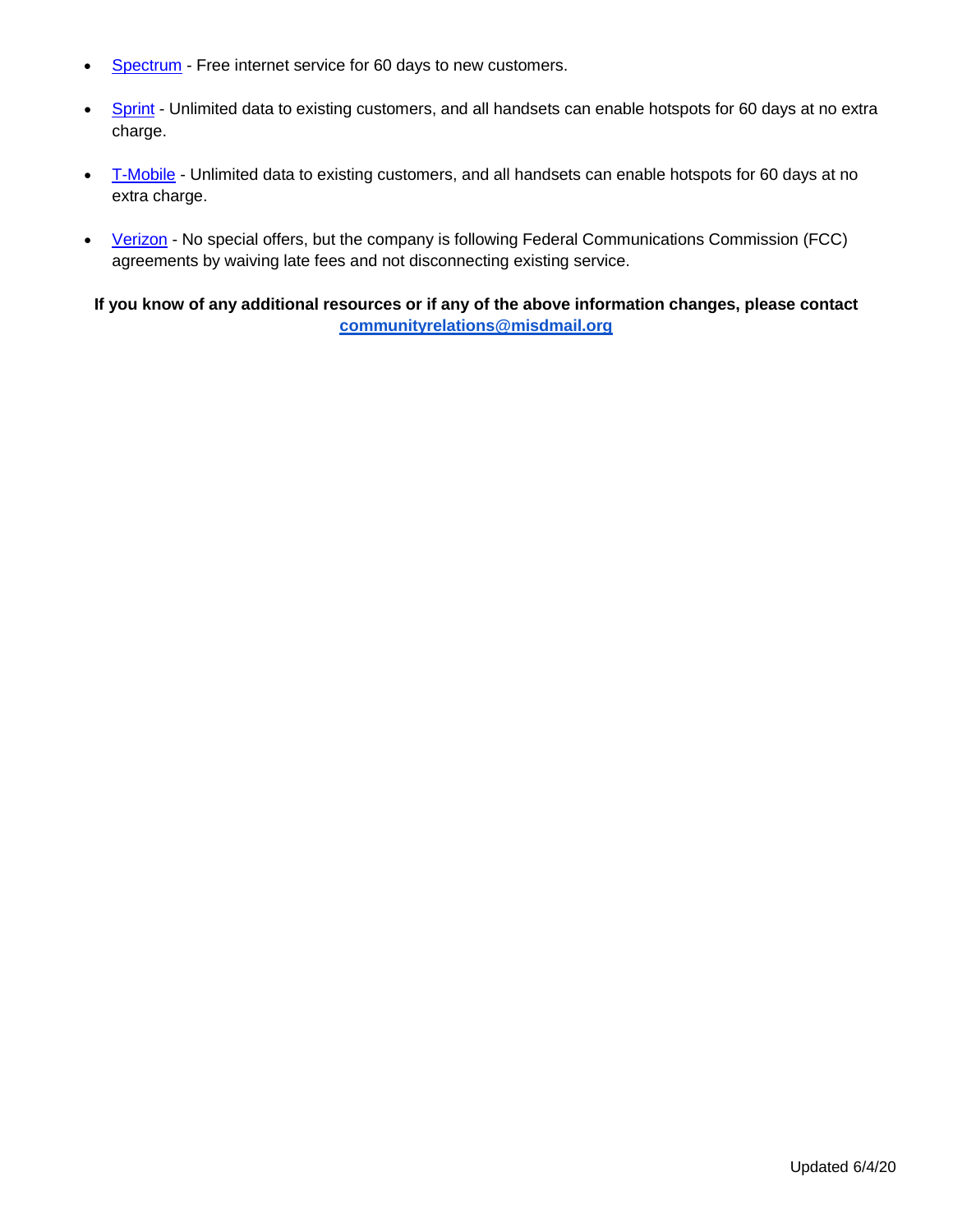- Spectrum - Free internet service for 60 days to new customers.
- Sprint - Unlimited data to existing customers, and all handsets can enable hotspots for 60 days at no extra charge.
- T-Mobile - Unlimited data to existing customers, and all handsets can enable hotspots for 60 days at no extra charge.
- Verizon - No special offers, but the company is following Federal Communications Commission (FCC) agreements by waiving late fees and not disconnecting existing service.

**If you know of any additional resources or if any of the above information changes, please contact communityrelations@misdmail.org**

Updated 6/4/20